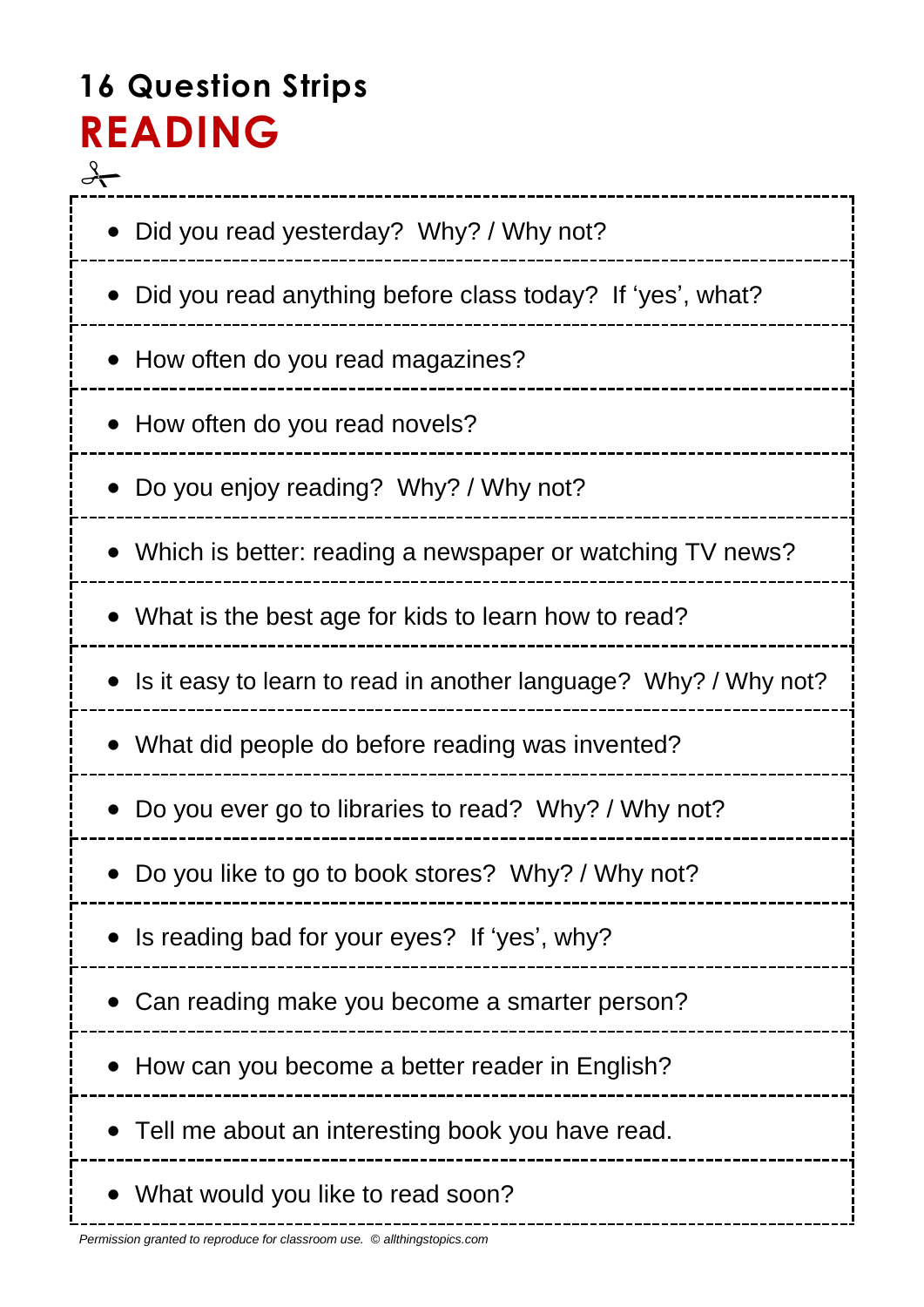# 16 Question Strips
## READING

- Did you read yesterday?  Why? / Why not?
- Did you read anything before class today?  If 'yes', what?
- How often do you read magazines?
- How often do you read novels?
- Do you enjoy reading?  Why? / Why not?
- Which is better: reading a newspaper or watching TV news?
- What is the best age for kids to learn how to read?
- Is it easy to learn to read in another language?  Why? / Why not?
- What did people do before reading was invented?
- Do you ever go to libraries to read?  Why? / Why not?
- Do you like to go to book stores?  Why? / Why not?
- Is reading bad for your eyes?  If 'yes', why?
- Can reading make you become a smarter person?
- How can you become a better reader in English?
- Tell me about an interesting book you have read.
- What would you like to read soon?

*Permission granted to reproduce for classroom use.  © allthingstopics.com*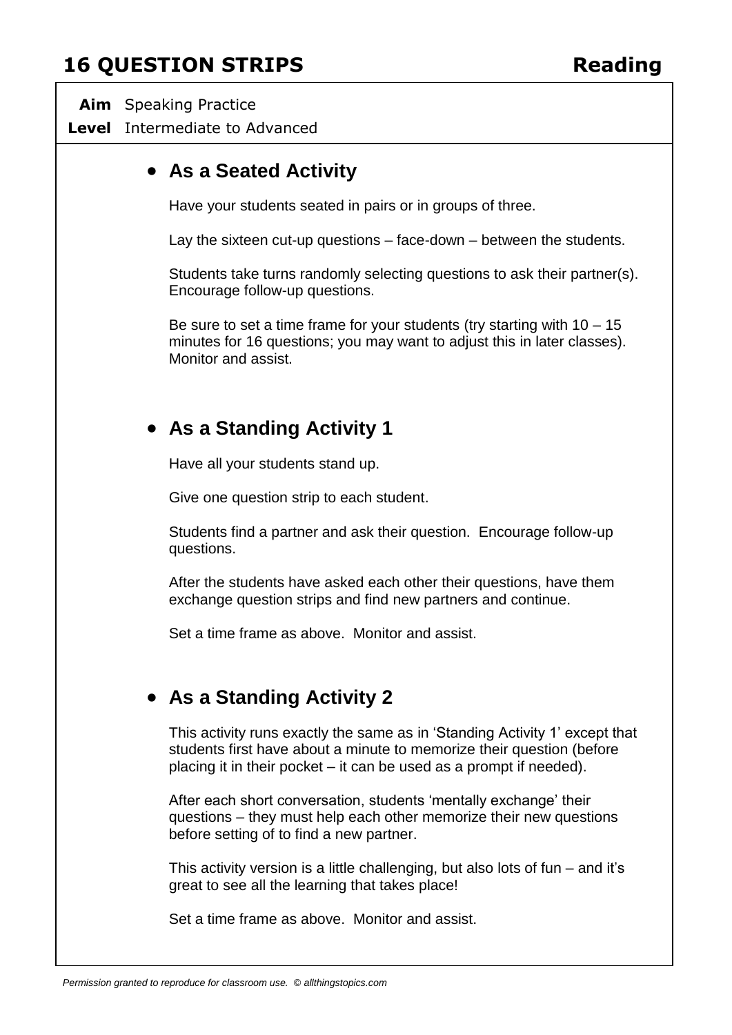# 16 QUESTION STRIPS — Reading

**Aim** Speaking Practice
**Level** Intermediate to Advanced

- ## As a Seated Activity

Have your students seated in pairs or in groups of three.

Lay the sixteen cut-up questions – face-down – between the students.

Students take turns randomly selecting questions to ask their partner(s). Encourage follow-up questions.

Be sure to set a time frame for your students (try starting with 10 – 15 minutes for 16 questions; you may want to adjust this in later classes). Monitor and assist.

- ## As a Standing Activity 1

Have all your students stand up.

Give one question strip to each student.

Students find a partner and ask their question. Encourage follow-up questions.

After the students have asked each other their questions, have them exchange question strips and find new partners and continue.

Set a time frame as above. Monitor and assist.

- ## As a Standing Activity 2

This activity runs exactly the same as in 'Standing Activity 1' except that students first have about a minute to memorize their question (before placing it in their pocket – it can be used as a prompt if needed).

After each short conversation, students 'mentally exchange' their questions – they must help each other memorize their new questions before setting of to find a new partner.

This activity version is a little challenging, but also lots of fun – and it's great to see all the learning that takes place!

Set a time frame as above. Monitor and assist.

*Permission granted to reproduce for classroom use. © allthingstopics.com*